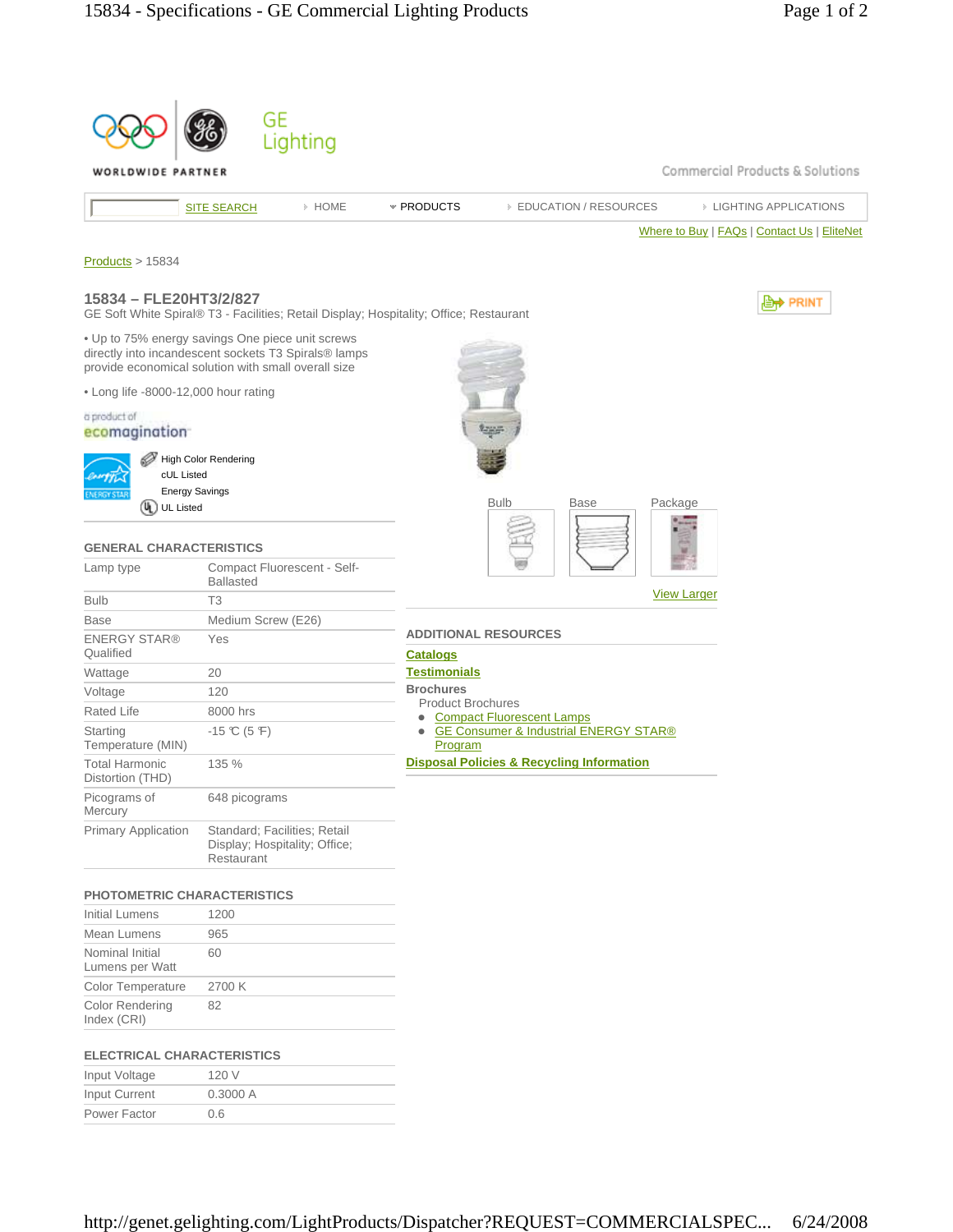GE Lighting

WORLDWIDE PARTNER

Commercial Products & Solutions

SITE SEARCH | HOME | PRODUCTS | EDUCATION / RESOURCES | LIGHTING APPLICATIONS

Where to Buy | FAQs | Contact Us | EliteNet

Products > 15834

## 15834 – FLE20HT3/2/827

GE Soft White Spiral® T3 - Facilities; Retail Display; Hospitality; Office; Restaurant

PRINT

- Up to 75% energy savings One piece unit screws directly into incandescent sockets T3 Spirals® lamps provide economical solution with small overall size
- Long life -8000-12,000 hour rating

a product of ecomagination

ENERGY STAR

- High Color Rendering
- cUL Listed
- Energy Savings
- UL Listed

Bulb | Base | Package

View Larger

### GENERAL CHARACTERISTICS

| | |
|---|---|
| Lamp type | Compact Fluorescent - Self-Ballasted |
| Bulb | T3 |
| Base | Medium Screw (E26) |
| ENERGY STAR® Qualified | Yes |
| Wattage | 20 |
| Voltage | 120 |
| Rated Life | 8000 hrs |
| Starting Temperature (MIN) | -15 ℃ (5 ℉) |
| Total Harmonic Distortion (THD) | 135 % |
| Picograms of Mercury | 648 picograms |
| Primary Application | Standard; Facilities; Retail Display; Hospitality; Office; Restaurant |

### PHOTOMETRIC CHARACTERISTICS

| | |
|---|---|
| Initial Lumens | 1200 |
| Mean Lumens | 965 |
| Nominal Initial Lumens per Watt | 60 |
| Color Temperature | 2700 K |
| Color Rendering Index (CRI) | 82 |

### ELECTRICAL CHARACTERISTICS

| | |
|---|---|
| Input Voltage | 120 V |
| Input Current | 0.3000 A |
| Power Factor | 0.6 |

### ADDITIONAL RESOURCES

**Catalogs**

**Testimonials**

**Brochures**

Product Brochures

- Compact Fluorescent Lamps
- GE Consumer & Industrial ENERGY STAR® Program

**Disposal Policies & Recycling Information**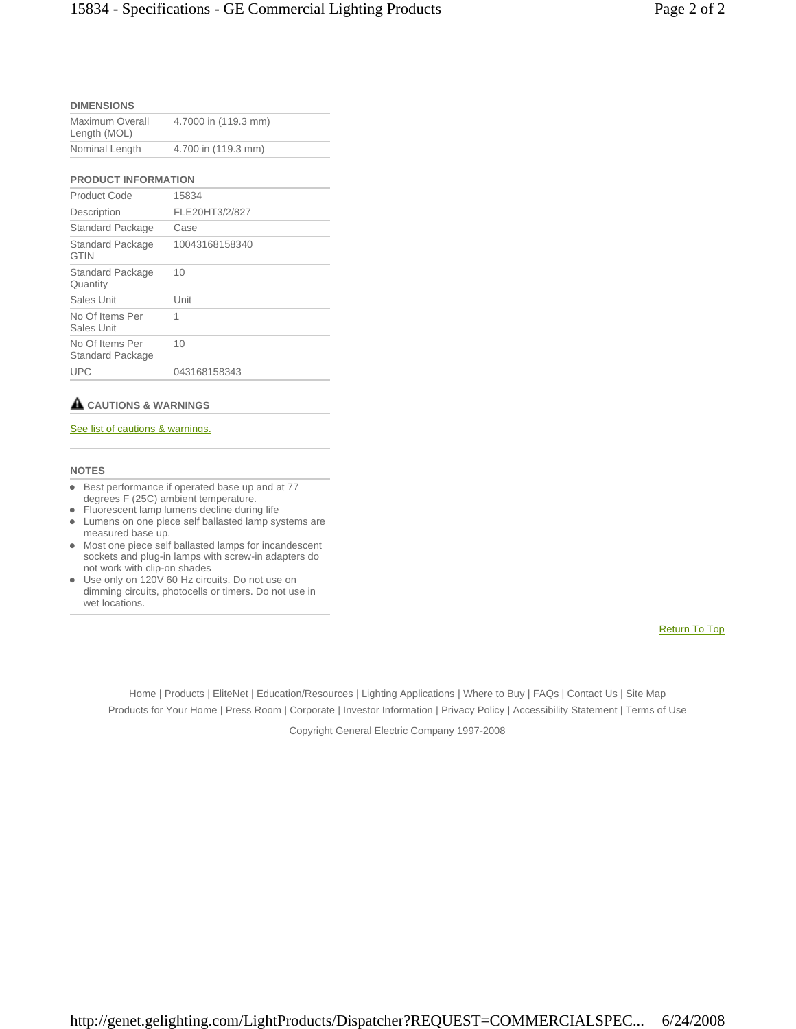### DIMENSIONS

| | |
|---|---|
| Maximum Overall Length (MOL) | 4.7000 in (119.3 mm) |
| Nominal Length | 4.700 in (119.3 mm) |

### PRODUCT INFORMATION

| | |
|---|---|
| Product Code | 15834 |
| Description | FLE20HT3/2/827 |
| Standard Package | Case |
| Standard Package GTIN | 10043168158340 |
| Standard Package Quantity | 10 |
| Sales Unit | Unit |
| No Of Items Per Sales Unit | 1 |
| No Of Items Per Standard Package | 10 |
| UPC | 043168158343 |

### CAUTIONS & WARNINGS

See list of cautions & warnings.

### NOTES

- Best performance if operated base up and at 77 degrees F (25C) ambient temperature.
- Fluorescent lamp lumens decline during life
- Lumens on one piece self ballasted lamp systems are measured base up.
- Most one piece self ballasted lamps for incandescent sockets and plug-in lamps with screw-in adapters do not work with clip-on shades
- Use only on 120V 60 Hz circuits. Do not use on dimming circuits, photocells or timers. Do not use in wet locations.

Return To Top

Home | Products | EliteNet | Education/Resources | Lighting Applications | Where to Buy | FAQs | Contact Us | Site Map
Products for Your Home | Press Room | Corporate | Investor Information | Privacy Policy | Accessibility Statement | Terms of Use

Copyright General Electric Company 1997-2008